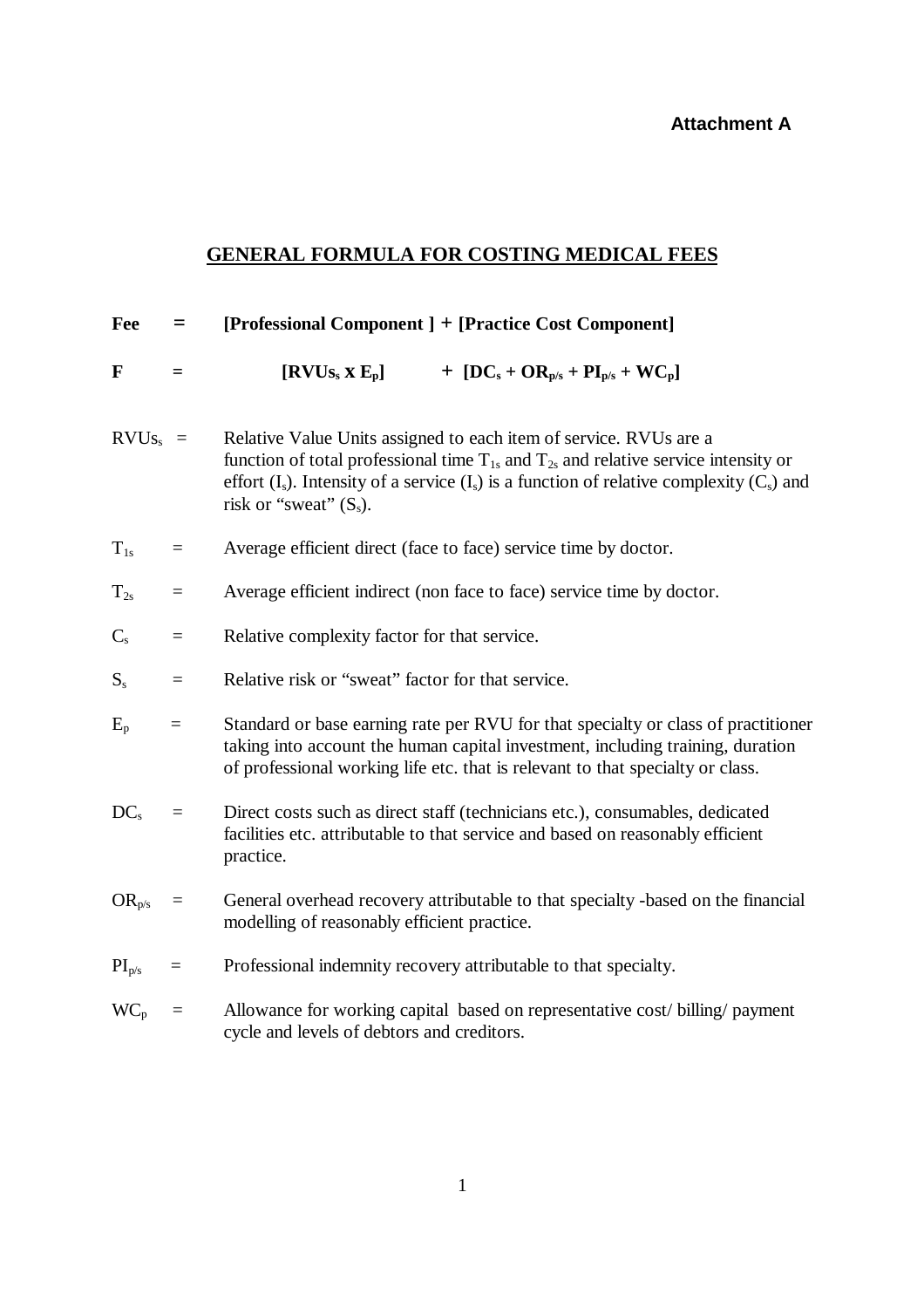**Attachment A**

# GENERAL FORMULA FOR COSTING MEDICAL FEES

**Fee = [Professional Component ] + [Practice Cost Component]**

$$F = [RVUs_s \times E_p] + [DC_s + OR_{p/s} + PI_{p/s} + WC_p]$$

$RVUs_s$ = Relative Value Units assigned to each item of service. RVUs are a function of total professional time $T_{1s}$ and $T_{2s}$ and relative service intensity or effort ($I_s$). Intensity of a service ($I_s$) is a function of relative complexity ($C_s$) and risk or "sweat" ($S_s$).

$T_{1s}$ = Average efficient direct (face to face) service time by doctor.

$T_{2s}$ = Average efficient indirect (non face to face) service time by doctor.

$C_s$ = Relative complexity factor for that service.

$S_s$ = Relative risk or "sweat" factor for that service.

$E_p$ = Standard or base earning rate per RVU for that specialty or class of practitioner taking into account the human capital investment, including training, duration of professional working life etc. that is relevant to that specialty or class.

$DC_s$ = Direct costs such as direct staff (technicians etc.), consumables, dedicated facilities etc. attributable to that service and based on reasonably efficient practice.

$OR_{p/s}$ = General overhead recovery attributable to that specialty -based on the financial modelling of reasonably efficient practice.

$PI_{p/s}$ = Professional indemnity recovery attributable to that specialty.

$WC_p$ = Allowance for working capital based on representative cost/ billing/ payment cycle and levels of debtors and creditors.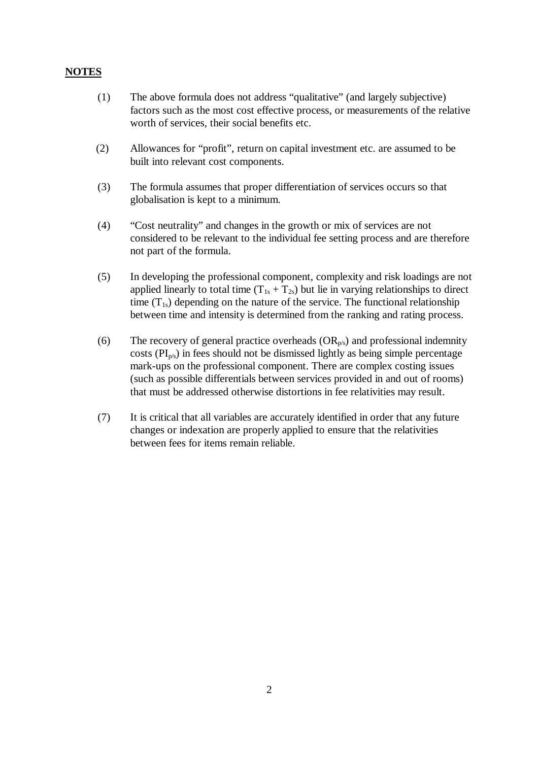**NOTES**

(1) The above formula does not address "qualitative" (and largely subjective) factors such as the most cost effective process, or measurements of the relative worth of services, their social benefits etc.

(2) Allowances for "profit", return on capital investment etc. are assumed to be built into relevant cost components.

(3) The formula assumes that proper differentiation of services occurs so that globalisation is kept to a minimum.

(4) "Cost neutrality" and changes in the growth or mix of services are not considered to be relevant to the individual fee setting process and are therefore not part of the formula.

(5) In developing the professional component, complexity and risk loadings are not applied linearly to total time ($T_{1s} + T_{2s}$) but lie in varying relationships to direct time ($T_{1s}$) depending on the nature of the service. The functional relationship between time and intensity is determined from the ranking and rating process.

(6) The recovery of general practice overheads ($OR_{p/s}$) and professional indemnity costs ($PI_{p/s}$) in fees should not be dismissed lightly as being simple percentage mark-ups on the professional component. There are complex costing issues (such as possible differentials between services provided in and out of rooms) that must be addressed otherwise distortions in fee relativities may result.

(7) It is critical that all variables are accurately identified in order that any future changes or indexation are properly applied to ensure that the relativities between fees for items remain reliable.